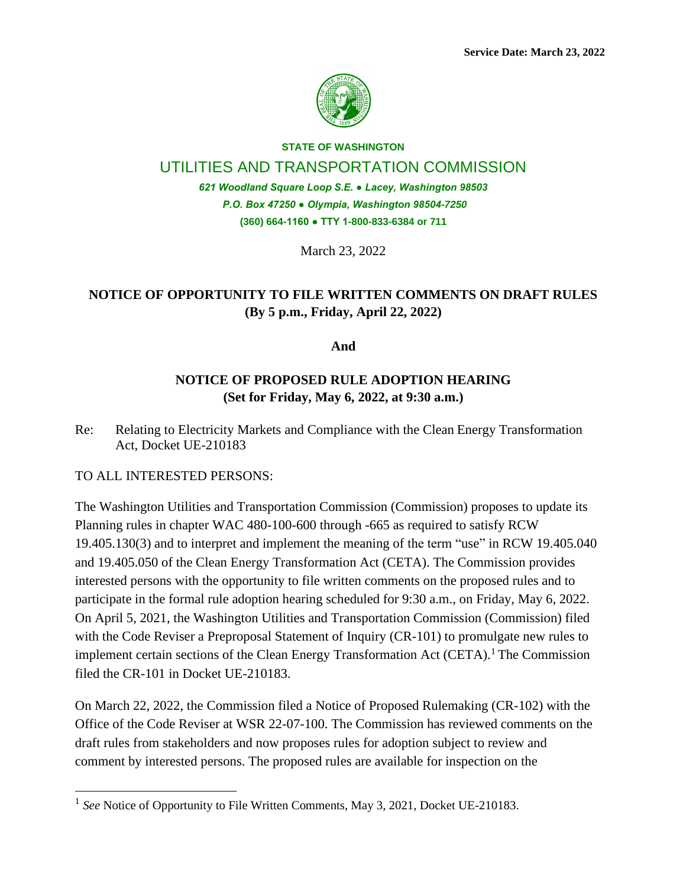**Service Date: March 23, 2022**

**STATE OF WASHINGTON**

UTILITIES AND TRANSPORTATION COMMISSION

***621 Woodland Square Loop S.E. ● Lacey, Washington 98503***
***P.O. Box 47250 ● Olympia, Washington 98504-7250***
**(360) 664-1160 ● TTY 1-800-833-6384 or 711**

March 23, 2022

**NOTICE OF OPPORTUNITY TO FILE WRITTEN COMMENTS ON DRAFT RULES**
**(By 5 p.m., Friday, April 22, 2022)**

**And**

**NOTICE OF PROPOSED RULE ADOPTION HEARING**
**(Set for Friday, May 6, 2022, at 9:30 a.m.)**

Re: Relating to Electricity Markets and Compliance with the Clean Energy Transformation Act, Docket UE-210183

TO ALL INTERESTED PERSONS:

The Washington Utilities and Transportation Commission (Commission) proposes to update its Planning rules in chapter WAC 480-100-600 through -665 as required to satisfy RCW 19.405.130(3) and to interpret and implement the meaning of the term "use" in RCW 19.405.040 and 19.405.050 of the Clean Energy Transformation Act (CETA). The Commission provides interested persons with the opportunity to file written comments on the proposed rules and to participate in the formal rule adoption hearing scheduled for 9:30 a.m., on Friday, May 6, 2022. On April 5, 2021, the Washington Utilities and Transportation Commission (Commission) filed with the Code Reviser a Preproposal Statement of Inquiry (CR-101) to promulgate new rules to implement certain sections of the Clean Energy Transformation Act (CETA).[1] The Commission filed the CR-101 in Docket UE-210183.

On March 22, 2022, the Commission filed a Notice of Proposed Rulemaking (CR-102) with the Office of the Code Reviser at WSR 22-07-100. The Commission has reviewed comments on the draft rules from stakeholders and now proposes rules for adoption subject to review and comment by interested persons. The proposed rules are available for inspection on the

[1] *See* Notice of Opportunity to File Written Comments, May 3, 2021, Docket UE-210183.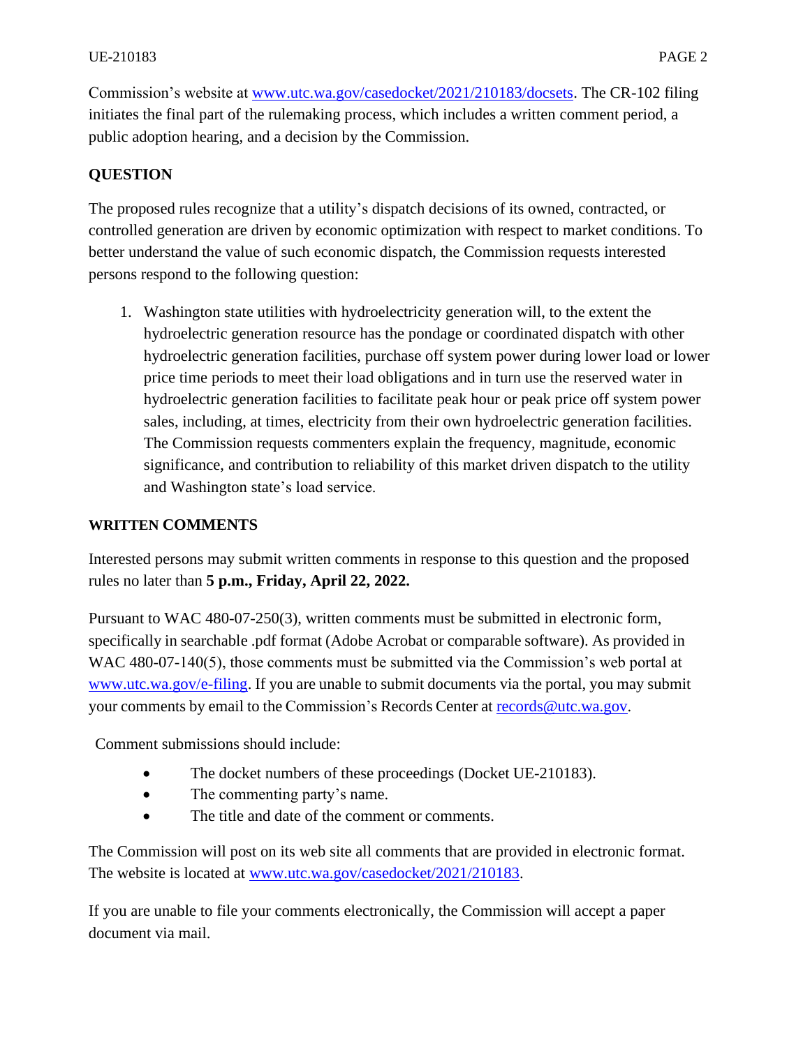Commission's website at [www.utc.wa.gov/casedocket/2021/210183/docsets](www.utc.wa.gov/casedocket/2021/210183/docsets). The CR-102 filing initiates the final part of the rulemaking process, which includes a written comment period, a public adoption hearing, and a decision by the Commission.

## QUESTION

The proposed rules recognize that a utility's dispatch decisions of its owned, contracted, or controlled generation are driven by economic optimization with respect to market conditions. To better understand the value of such economic dispatch, the Commission requests interested persons respond to the following question:

1. Washington state utilities with hydroelectricity generation will, to the extent the hydroelectric generation resource has the pondage or coordinated dispatch with other hydroelectric generation facilities, purchase off system power during lower load or lower price time periods to meet their load obligations and in turn use the reserved water in hydroelectric generation facilities to facilitate peak hour or peak price off system power sales, including, at times, electricity from their own hydroelectric generation facilities. The Commission requests commenters explain the frequency, magnitude, economic significance, and contribution to reliability of this market driven dispatch to the utility and Washington state's load service.

## WRITTEN COMMENTS

Interested persons may submit written comments in response to this question and the proposed rules no later than **5 p.m., Friday, April 22, 2022.**

Pursuant to WAC 480-07-250(3), written comments must be submitted in electronic form, specifically in searchable .pdf format (Adobe Acrobat or comparable software). As provided in WAC 480-07-140(5), those comments must be submitted via the Commission's web portal at [www.utc.wa.gov/e-filing](www.utc.wa.gov/e-filing). If you are unable to submit documents via the portal, you may submit your comments by email to the Commission's Records Center at [records@utc.wa.gov](mailto:records@utc.wa.gov).

Comment submissions should include:

- The docket numbers of these proceedings (Docket UE-210183).
- The commenting party's name.
- The title and date of the comment or comments.

The Commission will post on its web site all comments that are provided in electronic format. The website is located at [www.utc.wa.gov/casedocket/2021/210183](www.utc.wa.gov/casedocket/2021/210183).

If you are unable to file your comments electronically, the Commission will accept a paper document via mail.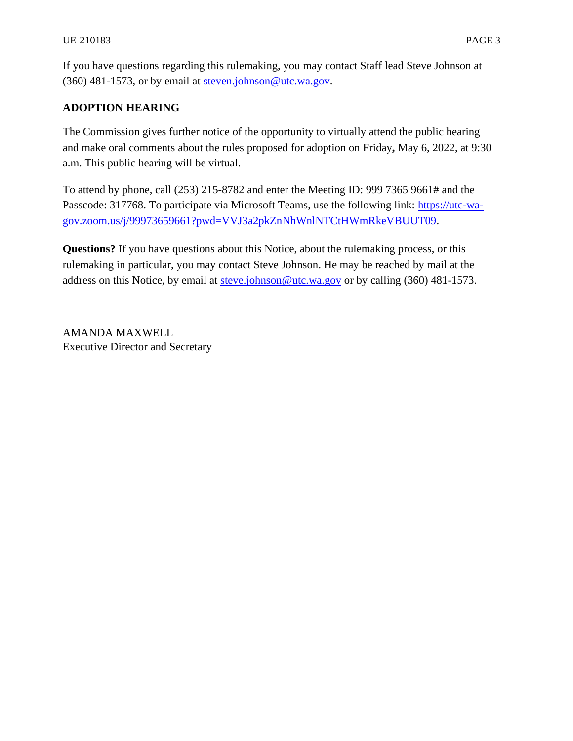If you have questions regarding this rulemaking, you may contact Staff lead Steve Johnson at (360) 481-1573, or by email at steven.johnson@utc.wa.gov.

**ADOPTION HEARING**

The Commission gives further notice of the opportunity to virtually attend the public hearing and make oral comments about the rules proposed for adoption on Friday**,** May 6, 2022, at 9:30 a.m. This public hearing will be virtual.

To attend by phone, call (253) 215-8782 and enter the Meeting ID: 999 7365 9661# and the Passcode: 317768. To participate via Microsoft Teams, use the following link: https://utc-wa-gov.zoom.us/j/99973659661?pwd=VVJ3a2pkZnNhWnlNTCtHWmRkeVBUUT09.

**Questions?** If you have questions about this Notice, about the rulemaking process, or this rulemaking in particular, you may contact Steve Johnson. He may be reached by mail at the address on this Notice, by email at steve.johnson@utc.wa.gov or by calling (360) 481-1573.

AMANDA MAXWELL
Executive Director and Secretary